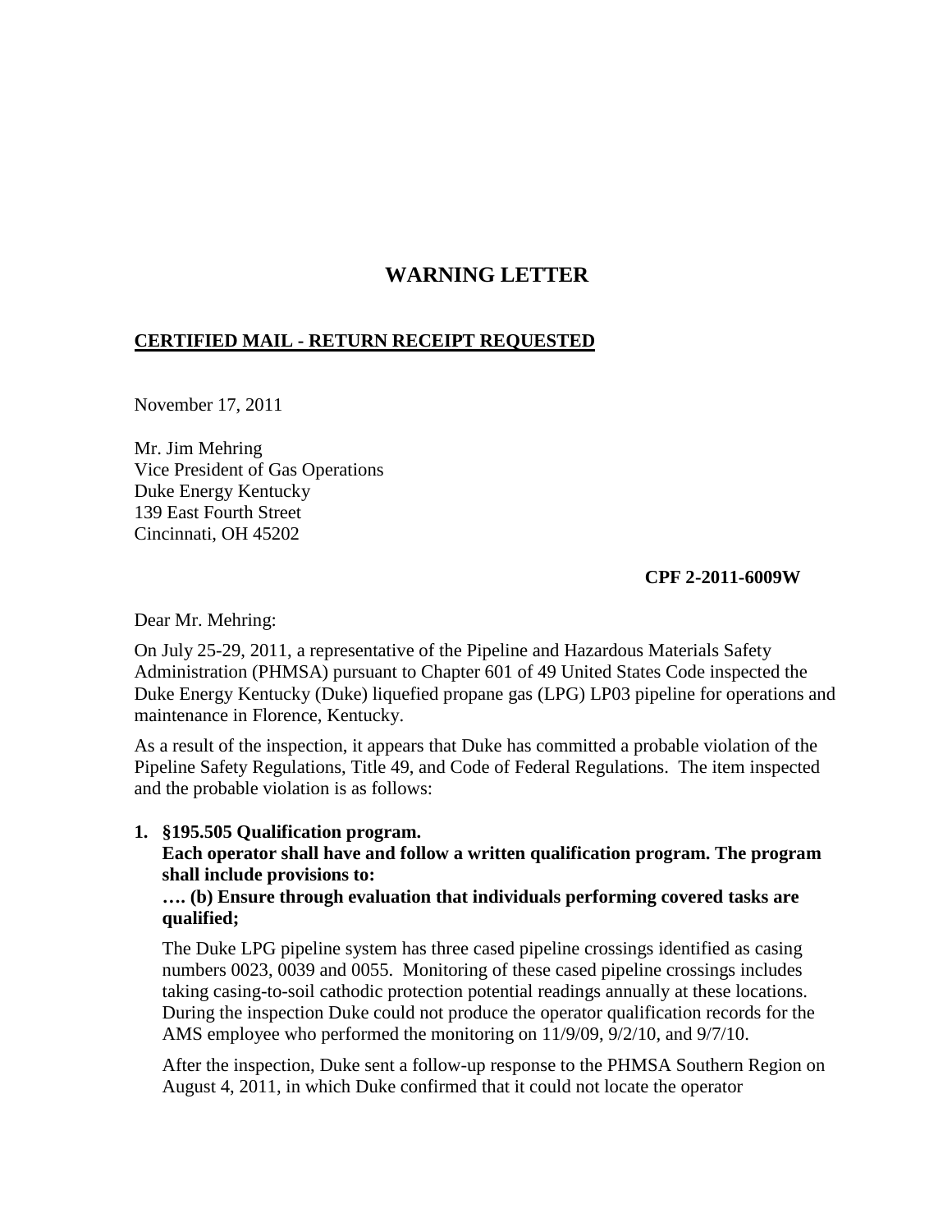# WARNING LETTER

**CERTIFIED MAIL - RETURN RECEIPT REQUESTED**

November 17, 2011

Mr. Jim Mehring
Vice President of Gas Operations
Duke Energy Kentucky
139 East Fourth Street
Cincinnati, OH 45202

**CPF 2-2011-6009W**

Dear Mr. Mehring:

On July 25-29, 2011, a representative of the Pipeline and Hazardous Materials Safety Administration (PHMSA) pursuant to Chapter 601 of 49 United States Code inspected the Duke Energy Kentucky (Duke) liquefied propane gas (LPG) LP03 pipeline for operations and maintenance in Florence, Kentucky.

As a result of the inspection, it appears that Duke has committed a probable violation of the Pipeline Safety Regulations, Title 49, and Code of Federal Regulations. The item inspected and the probable violation is as follows:

1. **§195.505 Qualification program.**
   **Each operator shall have and follow a written qualification program. The program shall include provisions to:**
   **…. (b) Ensure through evaluation that individuals performing covered tasks are qualified;**

   The Duke LPG pipeline system has three cased pipeline crossings identified as casing numbers 0023, 0039 and 0055. Monitoring of these cased pipeline crossings includes taking casing-to-soil cathodic protection potential readings annually at these locations. During the inspection Duke could not produce the operator qualification records for the AMS employee who performed the monitoring on 11/9/09, 9/2/10, and 9/7/10.

   After the inspection, Duke sent a follow-up response to the PHMSA Southern Region on August 4, 2011, in which Duke confirmed that it could not locate the operator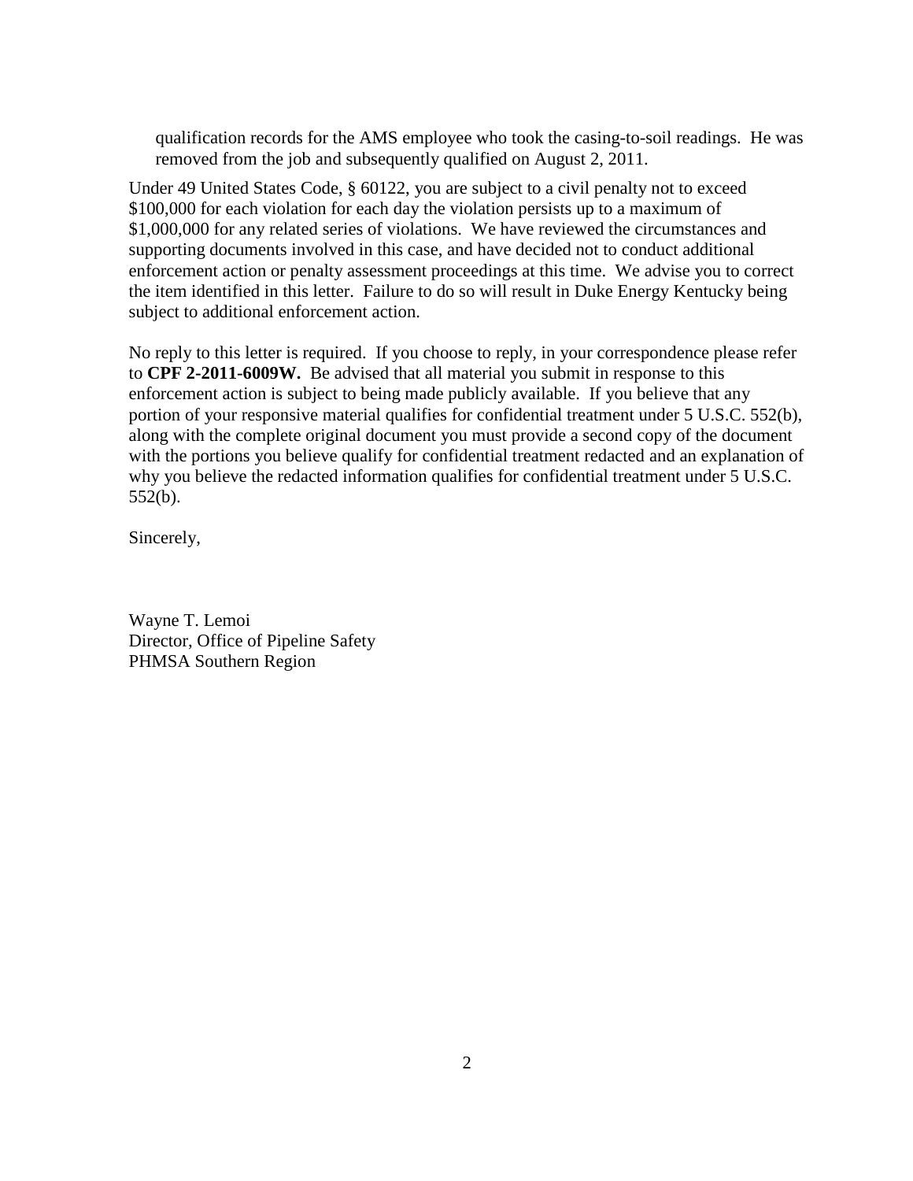qualification records for the AMS employee who took the casing-to-soil readings. He was removed from the job and subsequently qualified on August 2, 2011.

Under 49 United States Code, § 60122, you are subject to a civil penalty not to exceed $100,000 for each violation for each day the violation persists up to a maximum of $1,000,000 for any related series of violations. We have reviewed the circumstances and supporting documents involved in this case, and have decided not to conduct additional enforcement action or penalty assessment proceedings at this time. We advise you to correct the item identified in this letter. Failure to do so will result in Duke Energy Kentucky being subject to additional enforcement action.

No reply to this letter is required. If you choose to reply, in your correspondence please refer to **CPF 2-2011-6009W.** Be advised that all material you submit in response to this enforcement action is subject to being made publicly available. If you believe that any portion of your responsive material qualifies for confidential treatment under 5 U.S.C. 552(b), along with the complete original document you must provide a second copy of the document with the portions you believe qualify for confidential treatment redacted and an explanation of why you believe the redacted information qualifies for confidential treatment under 5 U.S.C. 552(b).

Sincerely,

Wayne T. Lemoi
Director, Office of Pipeline Safety
PHMSA Southern Region